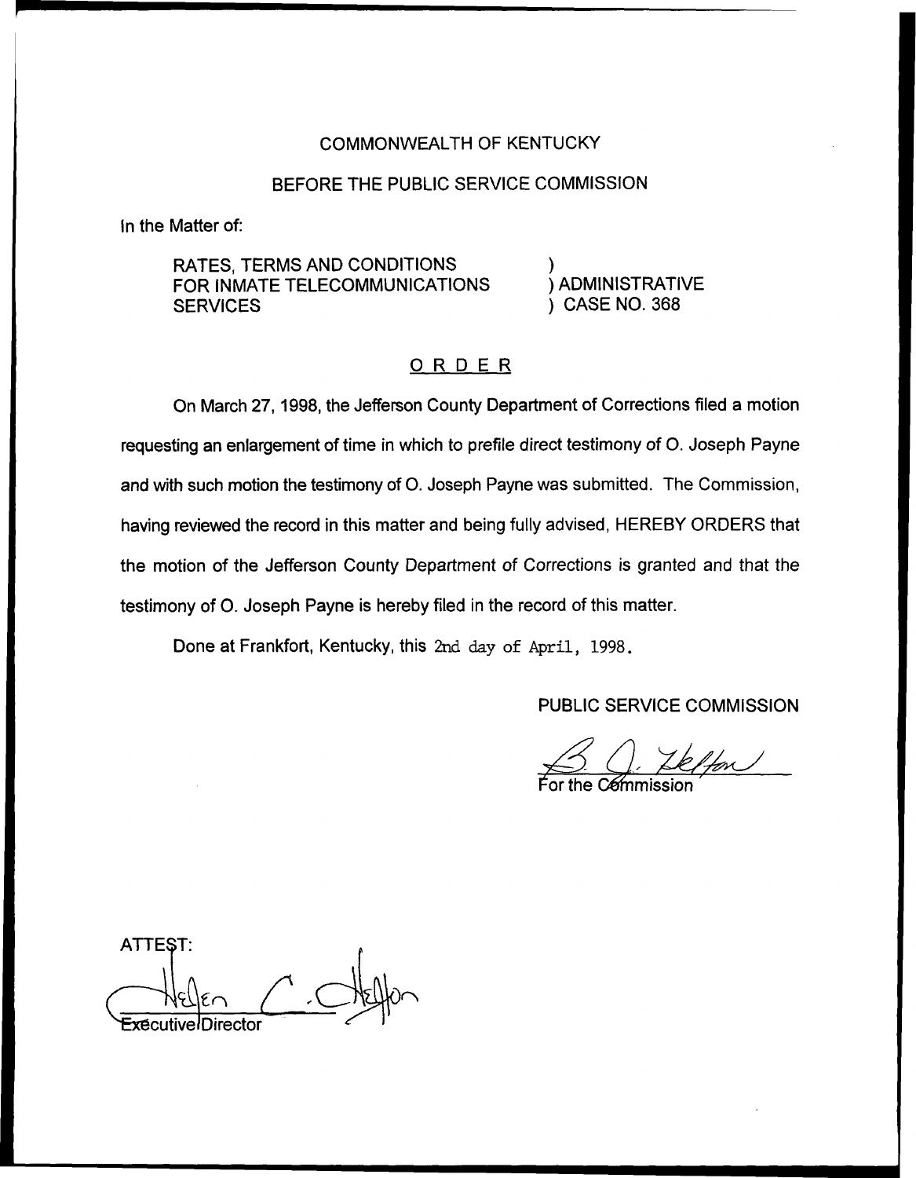COMMONWEALTH OF KENTUCKY

BEFORE THE PUBLIC SERVICE COMMISSION

In the Matter of:

RATES, TERMS AND CONDITIONS FOR INMATE TELECOMMUNICATIONS SERVICES ) ADMINISTRATIVE CASE NO. 368

## ORDER

On March 27, 1998, the Jefferson County Department of Corrections filed a motion requesting an enlargement of time in which to prefile direct testimony of O. Joseph Payne and with such motion the testimony of O. Joseph Payne was submitted. The Commission, having reviewed the record in this matter and being fully advised, HEREBY ORDERS that the motion of the Jefferson County Department of Corrections is granted and that the testimony of O. Joseph Payne is hereby filed in the record of this matter.

Done at Frankfort, Kentucky, this 2nd day of April, 1998.

PUBLIC SERVICE COMMISSION

For the Commission

ATTEST:

Executive Director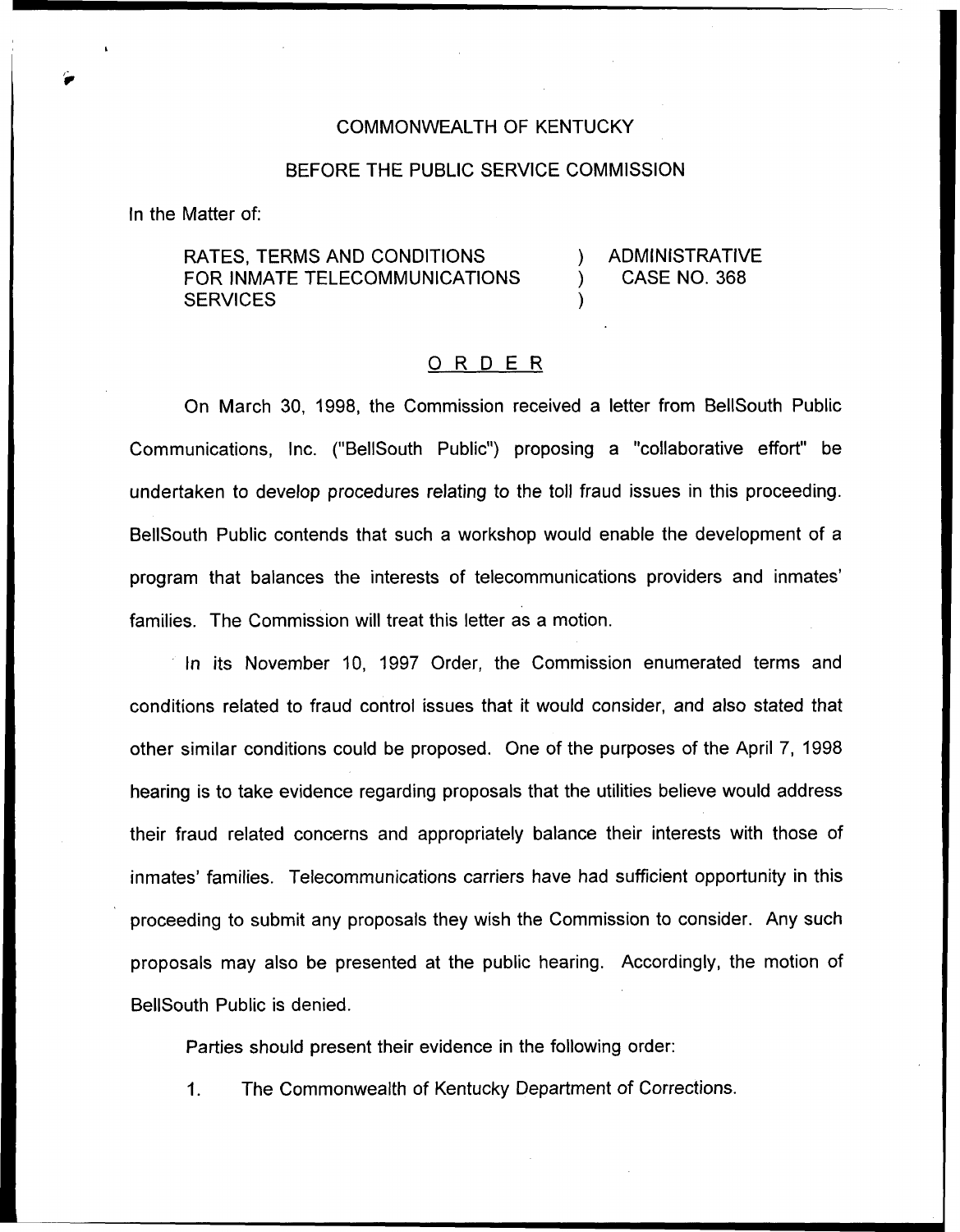COMMONWEALTH OF KENTUCKY

BEFORE THE PUBLIC SERVICE COMMISSION

In the Matter of:

| | | |
|---|---|---|
| RATES, TERMS AND CONDITIONS FOR INMATE TELECOMMUNICATIONS SERVICES | ) ) ) | ADMINISTRATIVE CASE NO. 368 |

## ORDER

On March 30, 1998, the Commission received a letter from BellSouth Public Communications, Inc. ("BellSouth Public") proposing a "collaborative effort" be undertaken to develop procedures relating to the toll fraud issues in this proceeding. BellSouth Public contends that such a workshop would enable the development of a program that balances the interests of telecommunications providers and inmates' families. The Commission will treat this letter as a motion.

In its November 10, 1997 Order, the Commission enumerated terms and conditions related to fraud control issues that it would consider, and also stated that other similar conditions could be proposed. One of the purposes of the April 7, 1998 hearing is to take evidence regarding proposals that the utilities believe would address their fraud related concerns and appropriately balance their interests with those of inmates' families. Telecommunications carriers have had sufficient opportunity in this proceeding to submit any proposals they wish the Commission to consider. Any such proposals may also be presented at the public hearing. Accordingly, the motion of BellSouth Public is denied.

Parties should present their evidence in the following order:

1. The Commonwealth of Kentucky Department of Corrections.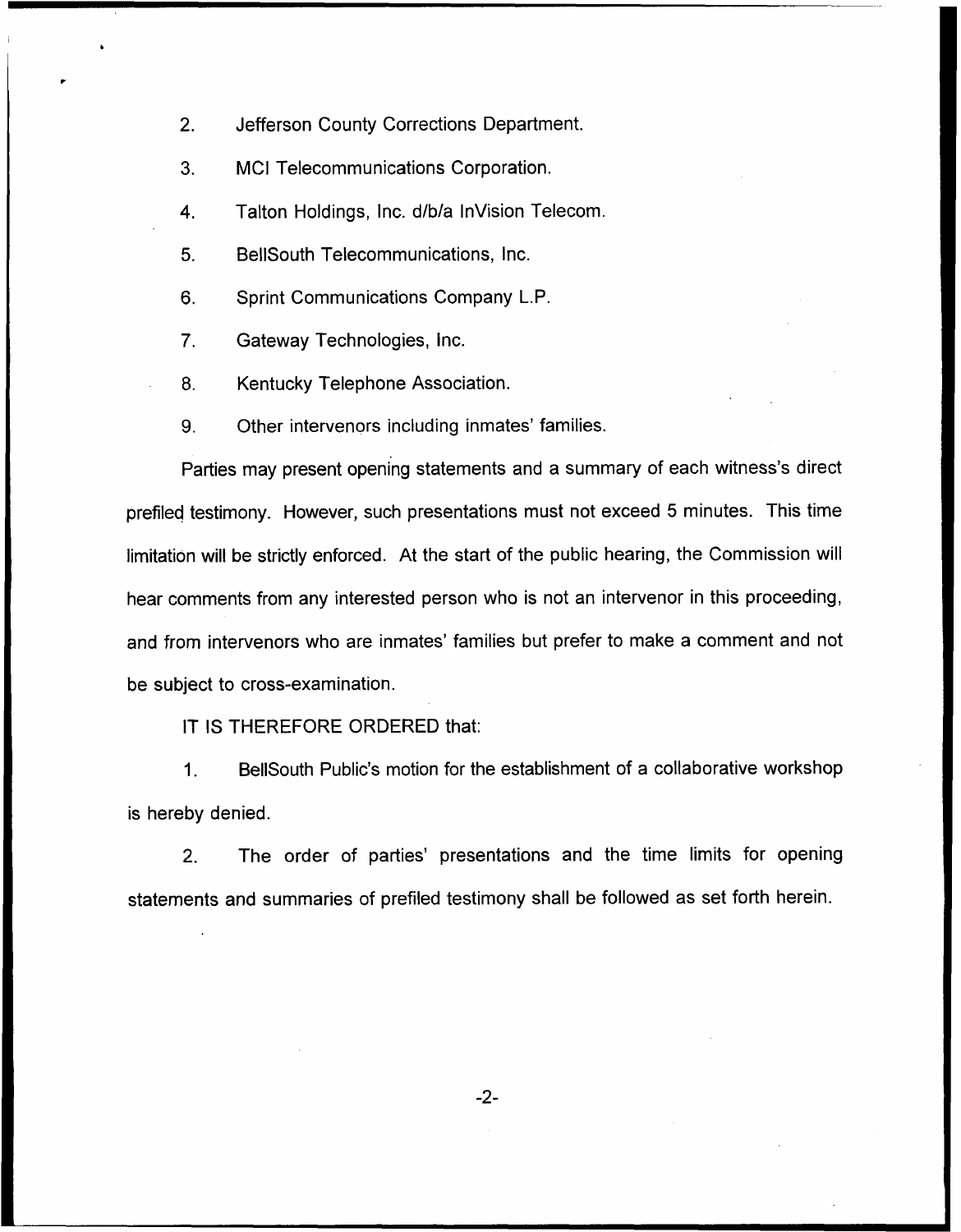2. Jefferson County Corrections Department.

3. MCI Telecommunications Corporation.

4. Talton Holdings, Inc. d/b/a InVision Telecom.

5. BellSouth Telecommunications, Inc.

6. Sprint Communications Company L.P.

7. Gateway Technologies, Inc.

8. Kentucky Telephone Association.

9. Other intervenors including inmates' families.

Parties may present opening statements and a summary of each witness's direct prefiled testimony. However, such presentations must not exceed 5 minutes. This time limitation will be strictly enforced. At the start of the public hearing, the Commission will hear comments from any interested person who is not an intervenor in this proceeding, and from intervenors who are inmates' families but prefer to make a comment and not be subject to cross-examination.

IT IS THEREFORE ORDERED that:

1. BellSouth Public's motion for the establishment of a collaborative workshop is hereby denied.

2. The order of parties' presentations and the time limits for opening statements and summaries of prefiled testimony shall be followed as set forth herein.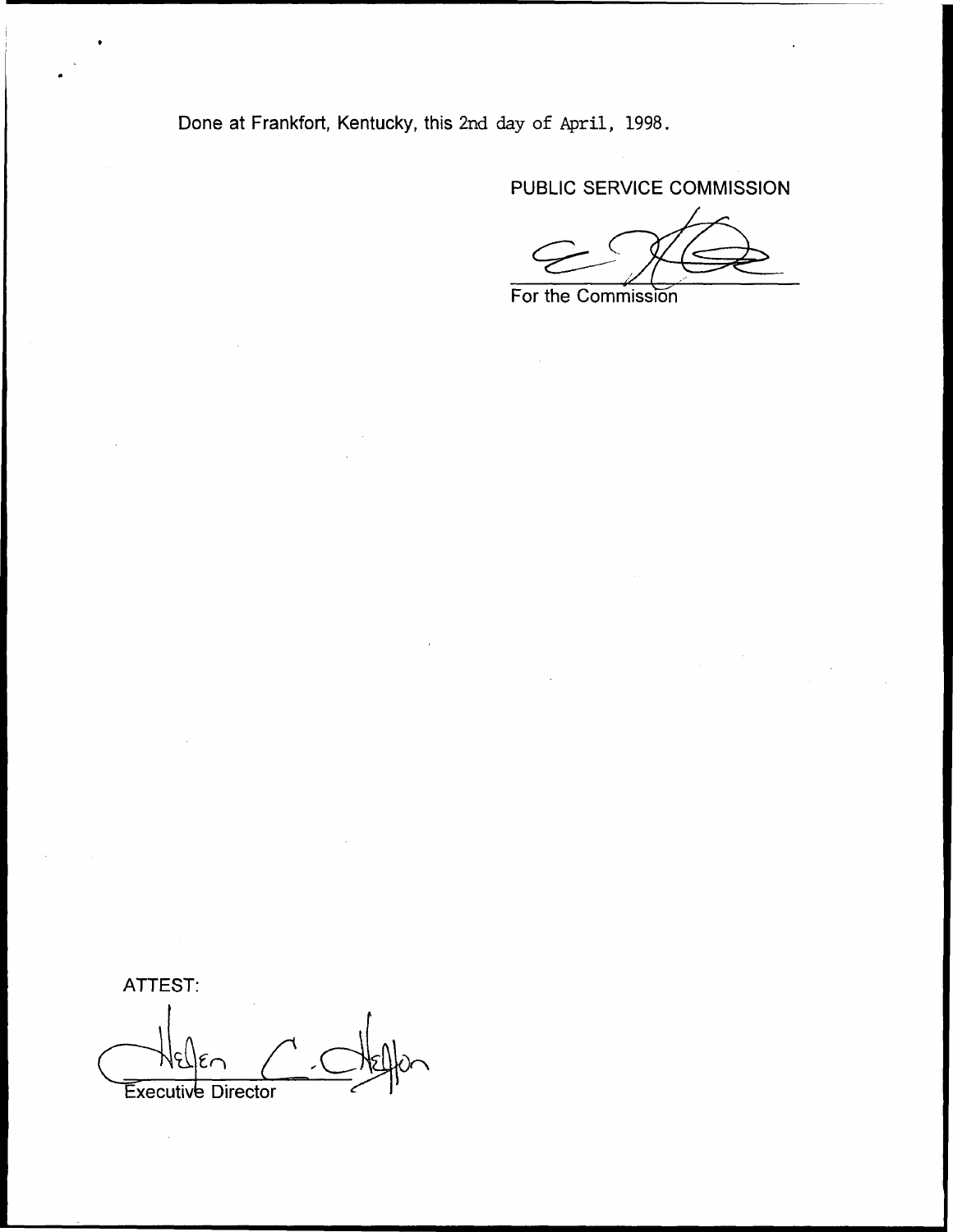Done at Frankfort, Kentucky, this 2nd day of April, 1998.

PUBLIC SERVICE COMMISSION

For the Commission

ATTEST:

Executive Director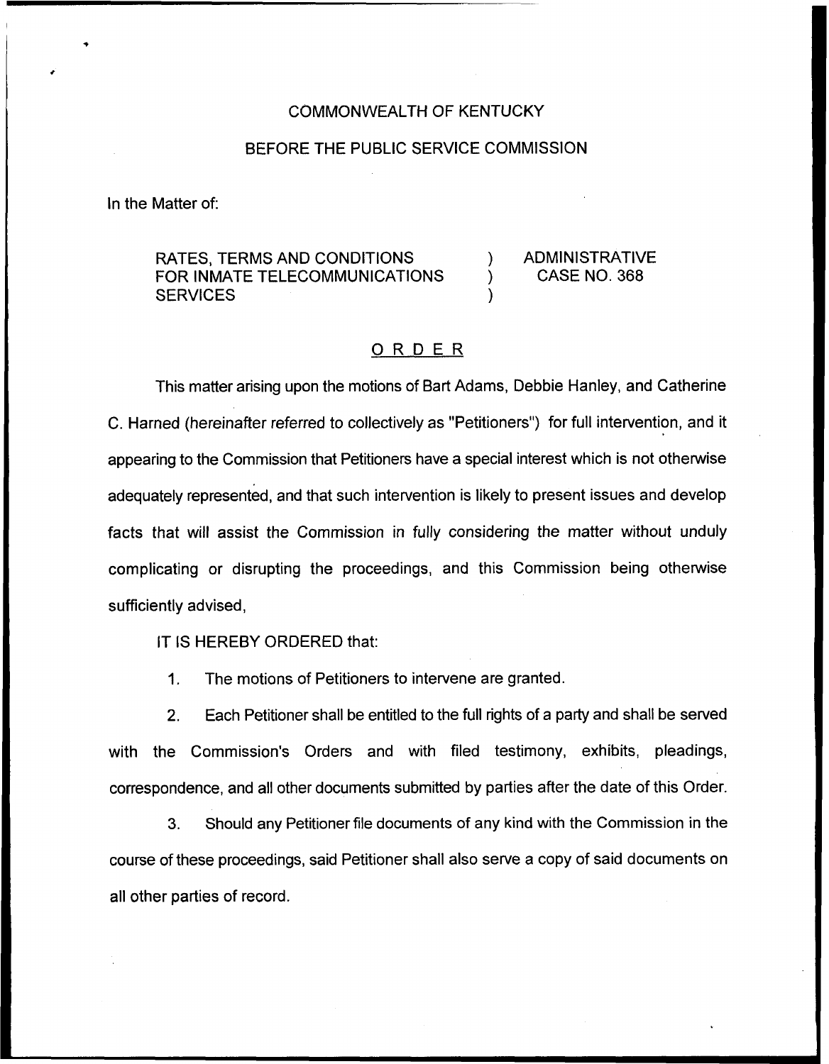COMMONWEALTH OF KENTUCKY

BEFORE THE PUBLIC SERVICE COMMISSION

In the Matter of:

| | | |
|---|---|---|
| RATES, TERMS AND CONDITIONS FOR INMATE TELECOMMUNICATIONS SERVICES | ) ) ) | ADMINISTRATIVE CASE NO. 368 |

## ORDER

This matter arising upon the motions of Bart Adams, Debbie Hanley, and Catherine C. Harned (hereinafter referred to collectively as "Petitioners") for full intervention, and it appearing to the Commission that Petitioners have a special interest which is not otherwise adequately represented, and that such intervention is likely to present issues and develop facts that will assist the Commission in fully considering the matter without unduly complicating or disrupting the proceedings, and this Commission being otherwise sufficiently advised,

IT IS HEREBY ORDERED that:

1. The motions of Petitioners to intervene are granted.

2. Each Petitioner shall be entitled to the full rights of a party and shall be served with the Commission's Orders and with filed testimony, exhibits, pleadings, correspondence, and all other documents submitted by parties after the date of this Order.

3. Should any Petitioner file documents of any kind with the Commission in the course of these proceedings, said Petitioner shall also serve a copy of said documents on all other parties of record.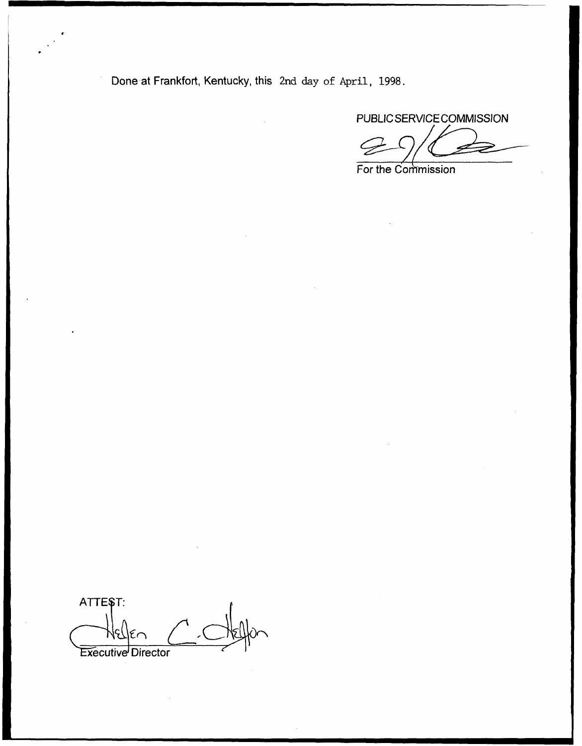Done at Frankfort, Kentucky, this 2nd day of April, 1998.

PUBLIC SERVICE COMMISSION

For the Commission

ATTEST:

Executive Director